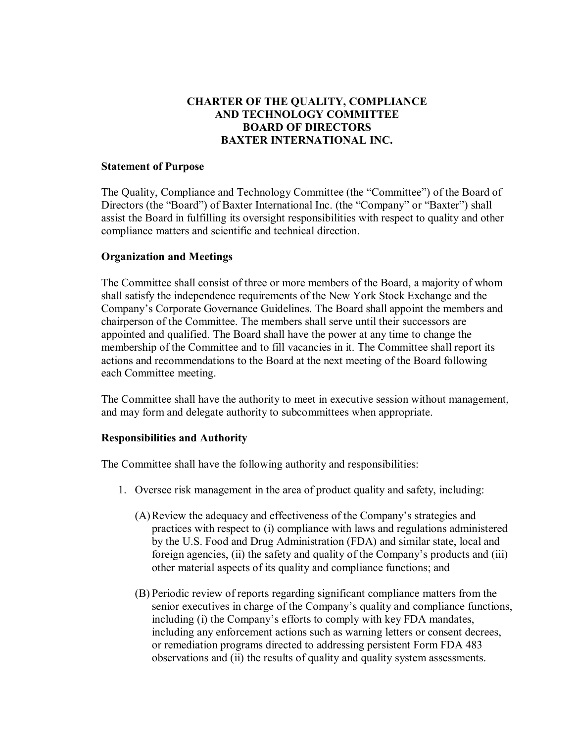# CHARTER OF THE QUALITY, COMPLIANCE AND TECHNOLOGY COMMITTEE BOARD OF DIRECTORS BAXTER INTERNATIONAL INC.

## Statement of Purpose

The Quality, Compliance and Technology Committee (the "Committee") of the Board of Directors (the "Board") of Baxter International Inc. (the "Company" or "Baxter") shall assist the Board in fulfilling its oversight responsibilities with respect to quality and other compliance matters and scientific and technical direction.

## Organization and Meetings

The Committee shall consist of three or more members of the Board, a majority of whom shall satisfy the independence requirements of the New York Stock Exchange and the Company's Corporate Governance Guidelines. The Board shall appoint the members and chairperson of the Committee. The members shall serve until their successors are appointed and qualified. The Board shall have the power at any time to change the membership of the Committee and to fill vacancies in it. The Committee shall report its actions and recommendations to the Board at the next meeting of the Board following each Committee meeting.

The Committee shall have the authority to meet in executive session without management, and may form and delegate authority to subcommittees when appropriate.

## Responsibilities and Authority

The Committee shall have the following authority and responsibilities:

1. Oversee risk management in the area of product quality and safety, including:

   (A) Review the adequacy and effectiveness of the Company's strategies and practices with respect to (i) compliance with laws and regulations administered by the U.S. Food and Drug Administration (FDA) and similar state, local and foreign agencies, (ii) the safety and quality of the Company's products and (iii) other material aspects of its quality and compliance functions; and

   (B) Periodic review of reports regarding significant compliance matters from the senior executives in charge of the Company's quality and compliance functions, including (i) the Company's efforts to comply with key FDA mandates, including any enforcement actions such as warning letters or consent decrees, or remediation programs directed to addressing persistent Form FDA 483 observations and (ii) the results of quality and quality system assessments.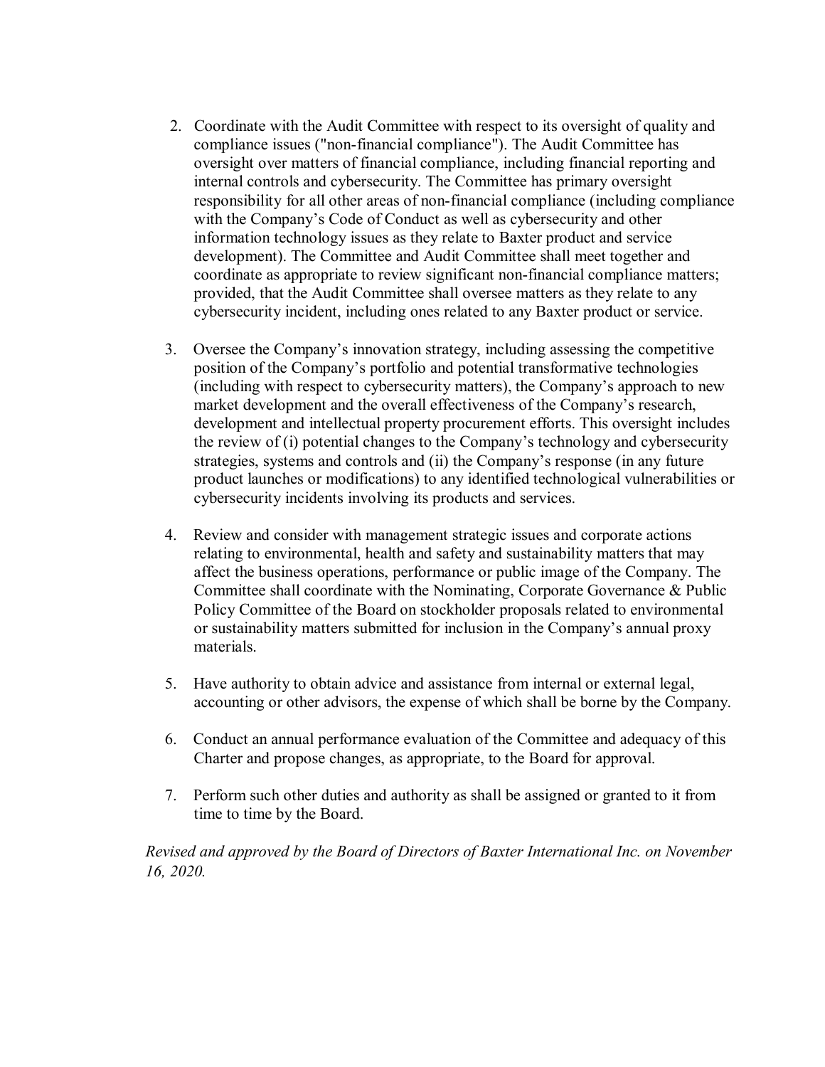2. Coordinate with the Audit Committee with respect to its oversight of quality and compliance issues ("non-financial compliance"). The Audit Committee has oversight over matters of financial compliance, including financial reporting and internal controls and cybersecurity. The Committee has primary oversight responsibility for all other areas of non-financial compliance (including compliance with the Company's Code of Conduct as well as cybersecurity and other information technology issues as they relate to Baxter product and service development). The Committee and Audit Committee shall meet together and coordinate as appropriate to review significant non-financial compliance matters; provided, that the Audit Committee shall oversee matters as they relate to any cybersecurity incident, including ones related to any Baxter product or service.

3. Oversee the Company's innovation strategy, including assessing the competitive position of the Company's portfolio and potential transformative technologies (including with respect to cybersecurity matters), the Company's approach to new market development and the overall effectiveness of the Company's research, development and intellectual property procurement efforts. This oversight includes the review of (i) potential changes to the Company's technology and cybersecurity strategies, systems and controls and (ii) the Company's response (in any future product launches or modifications) to any identified technological vulnerabilities or cybersecurity incidents involving its products and services.

4. Review and consider with management strategic issues and corporate actions relating to environmental, health and safety and sustainability matters that may affect the business operations, performance or public image of the Company. The Committee shall coordinate with the Nominating, Corporate Governance & Public Policy Committee of the Board on stockholder proposals related to environmental or sustainability matters submitted for inclusion in the Company's annual proxy materials.

5. Have authority to obtain advice and assistance from internal or external legal, accounting or other advisors, the expense of which shall be borne by the Company.

6. Conduct an annual performance evaluation of the Committee and adequacy of this Charter and propose changes, as appropriate, to the Board for approval.

7. Perform such other duties and authority as shall be assigned or granted to it from time to time by the Board.

*Revised and approved by the Board of Directors of Baxter International Inc. on November 16, 2020.*